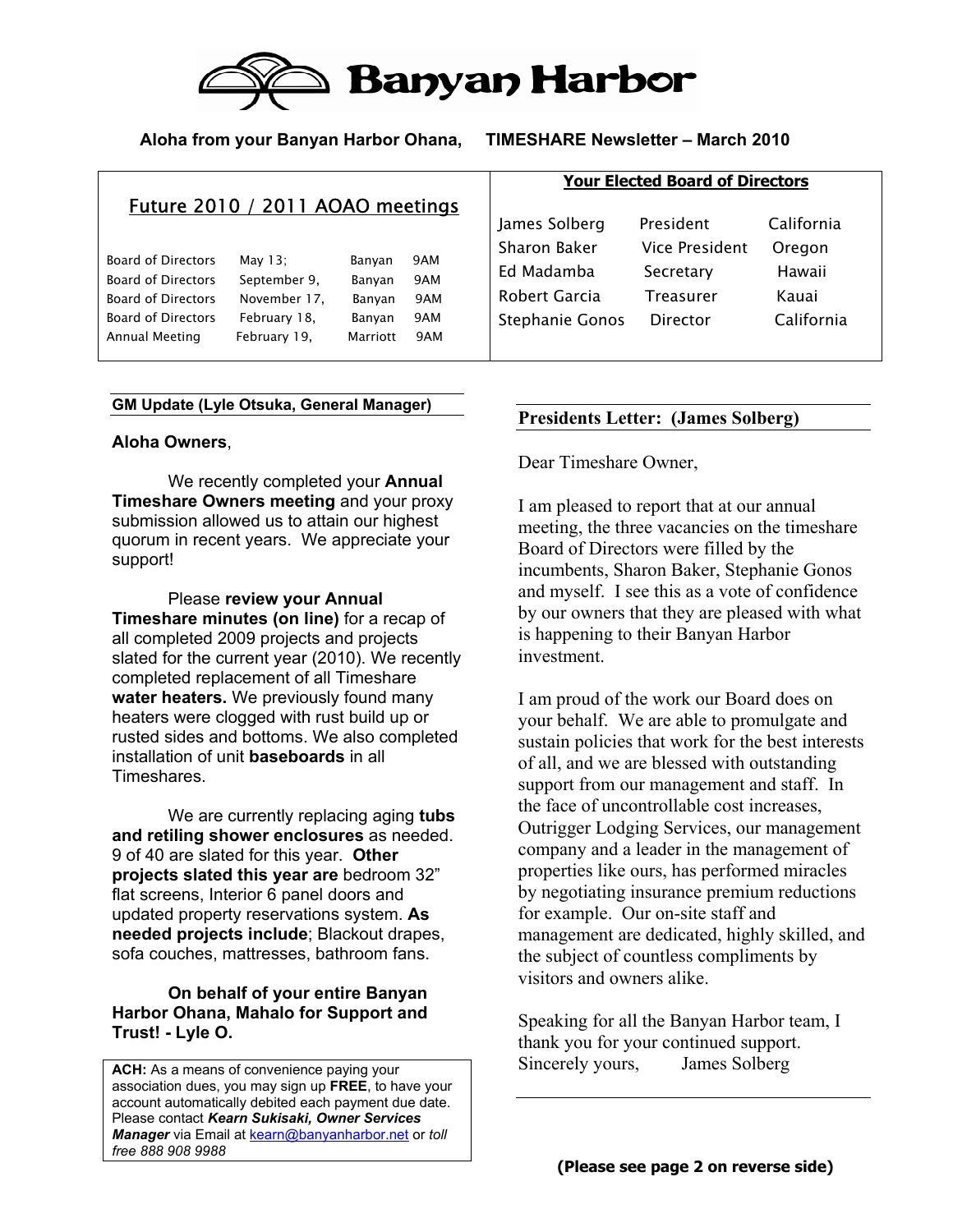# Banyan Harbor

**Aloha from your Banyan Harbor Ohana, TIMESHARE Newsletter – March 2010**

## Future 2010 / 2011 AOAO meetings

| | | | |
|---|---|---|---|
| Board of Directors | May 13; | Banyan | 9AM |
| Board of Directors | September 9, | Banyan | 9AM |
| Board of Directors | November 17, | Banyan | 9AM |
| Board of Directors | February 18, | Banyan | 9AM |
| Annual Meeting | February 19, | Marriott | 9AM |

## Your Elected Board of Directors

| | | |
|---|---|---|
| James Solberg | President | California |
| Sharon Baker | Vice President | Oregon |
| Ed Madamba | Secretary | Hawaii |
| Robert Garcia | Treasurer | Kauai |
| Stephanie Gonos | Director | California |

### GM Update (Lyle Otsuka, General Manager)

**Aloha Owners**,

We recently completed your **Annual Timeshare Owners meeting** and your proxy submission allowed us to attain our highest quorum in recent years. We appreciate your support!

Please **review your Annual Timeshare minutes (on line)** for a recap of all completed 2009 projects and projects slated for the current year (2010). We recently completed replacement of all Timeshare **water heaters.** We previously found many heaters were clogged with rust build up or rusted sides and bottoms. We also completed installation of unit **baseboards** in all Timeshares.

We are currently replacing aging **tubs and retiling shower enclosures** as needed. 9 of 40 are slated for this year. **Other projects slated this year are** bedroom 32" flat screens, Interior 6 panel doors and updated property reservations system. **As needed projects include**; Blackout drapes, sofa couches, mattresses, bathroom fans.

**On behalf of your entire Banyan Harbor Ohana, Mahalo for Support and Trust! - Lyle O.**

**ACH:** As a means of convenience paying your association dues, you may sign up **FREE**, to have your account automatically debited each payment due date. Please contact ***Kearn Sukisaki, Owner Services Manager*** via Email at kearn@banyanharbor.net or *toll free 888 908 9988*

### Presidents Letter: (James Solberg)

Dear Timeshare Owner,

I am pleased to report that at our annual meeting, the three vacancies on the timeshare Board of Directors were filled by the incumbents, Sharon Baker, Stephanie Gonos and myself. I see this as a vote of confidence by our owners that they are pleased with what is happening to their Banyan Harbor investment.

I am proud of the work our Board does on your behalf. We are able to promulgate and sustain policies that work for the best interests of all, and we are blessed with outstanding support from our management and staff. In the face of uncontrollable cost increases, Outrigger Lodging Services, our management company and a leader in the management of properties like ours, has performed miracles by negotiating insurance premium reductions for example. Our on-site staff and management are dedicated, highly skilled, and the subject of countless compliments by visitors and owners alike.

Speaking for all the Banyan Harbor team, I thank you for your continued support.
Sincerely yours, James Solberg

**(Please see page 2 on reverse side)**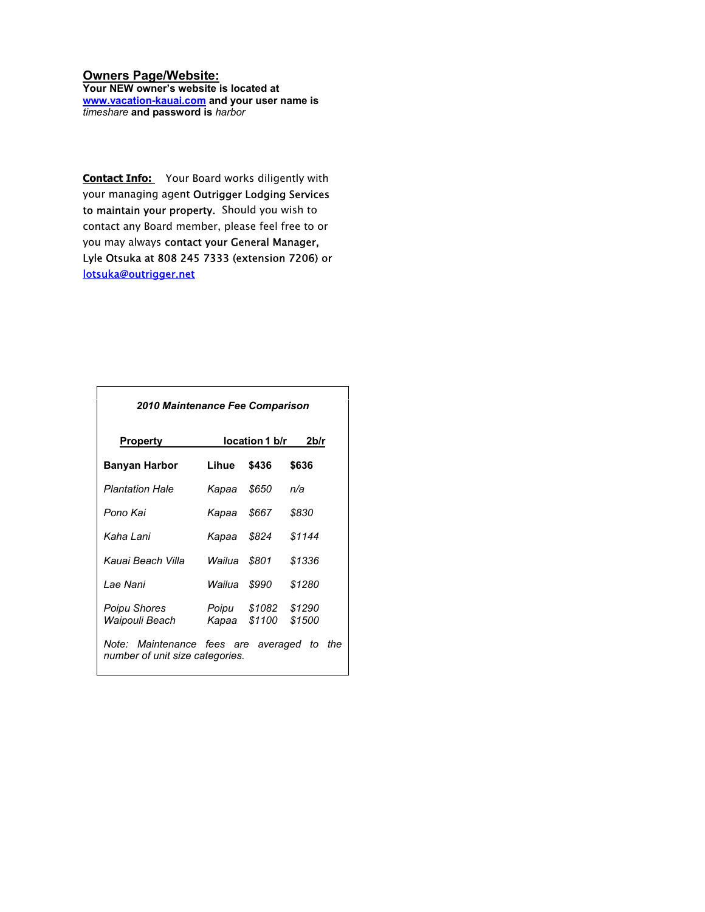## Owners Page/Website:

**Your NEW owner's website is located at [www.vacation-kauai.com](http://www.vacation-kauai.com) and your user name is** *timeshare* **and password is** *harbor*

**Contact Info:** Your Board works diligently with your managing agent **Outrigger Lodging Services to maintain your property.** Should you wish to contact any Board member, please feel free to or you may always **contact your General Manager, Lyle Otsuka at 808 245 7333 (extension 7206)** or [lotsuka@outrigger.net](mailto:lotsuka@outrigger.net)

***2010 Maintenance Fee Comparison***

| Property | location | 1 b/r | 2b/r |
|---|---|---|---|
| **Banyan Harbor** | **Lihue** | **$436** | **$636** |
| *Plantation Hale* | *Kapaa* | *$650* | *n/a* |
| *Pono Kai* | *Kapaa* | *$667* | *$830* |
| *Kaha Lani* | *Kapaa* | *$824* | *$1144* |
| *Kauai Beach Villa* | *Wailua* | *$801* | *$1336* |
| *Lae Nani* | *Wailua* | *$990* | *$1280* |
| *Poipu Shores* | *Poipu* | *$1082* | *$1290* |
| *Waipouli Beach* | *Kapaa* | *$1100* | *$1500* |

*Note: Maintenance fees are averaged to the number of unit size categories.*